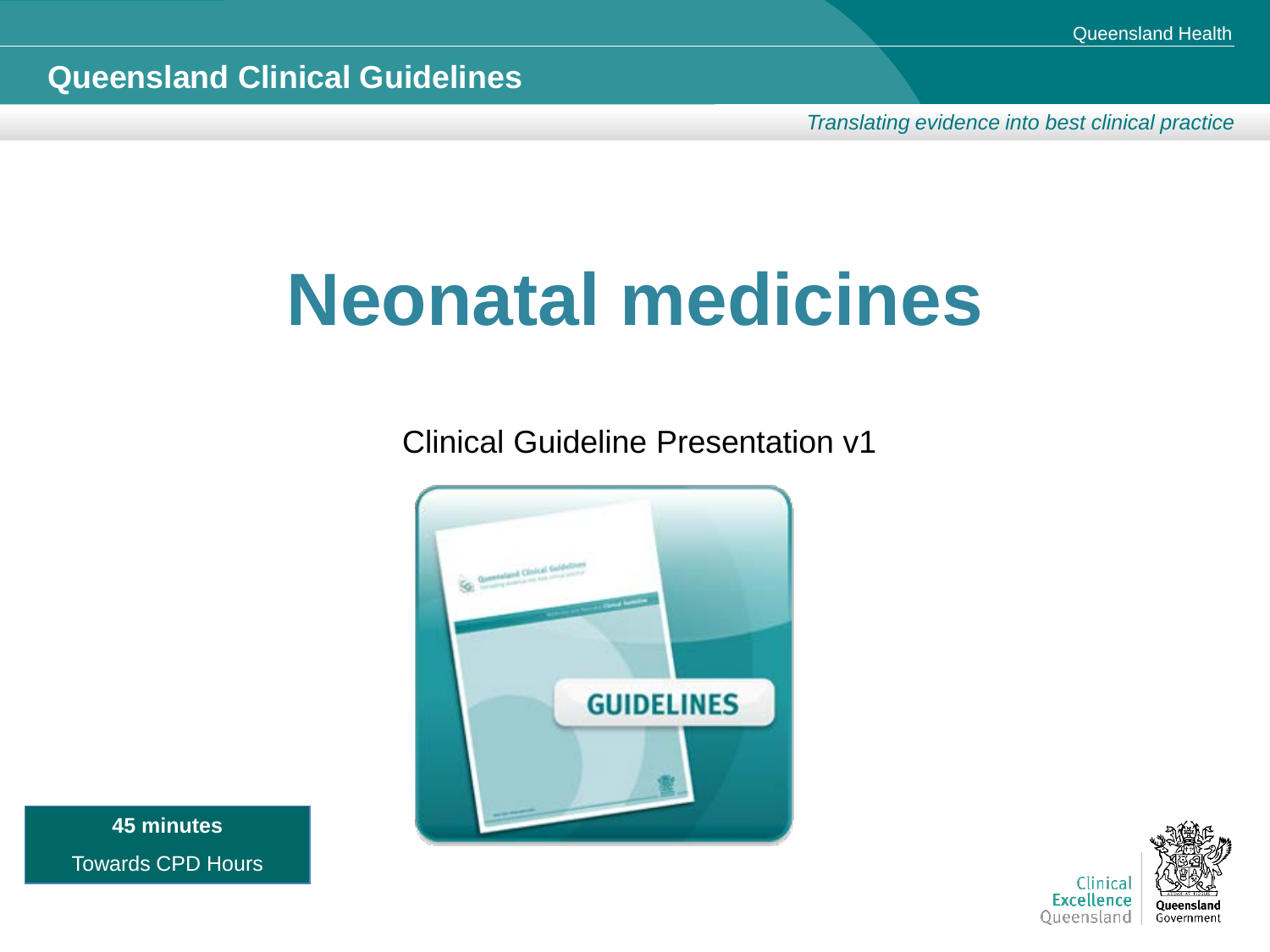Queensland Health

**Queensland Clinical Guidelines**

*Translating evidence into best clinical practice*

# Neonatal medicines

Clinical Guideline Presentation v1

GUIDELINES

**45 minutes**

Towards CPD Hours

Clinical Excellence Queensland

Queensland Government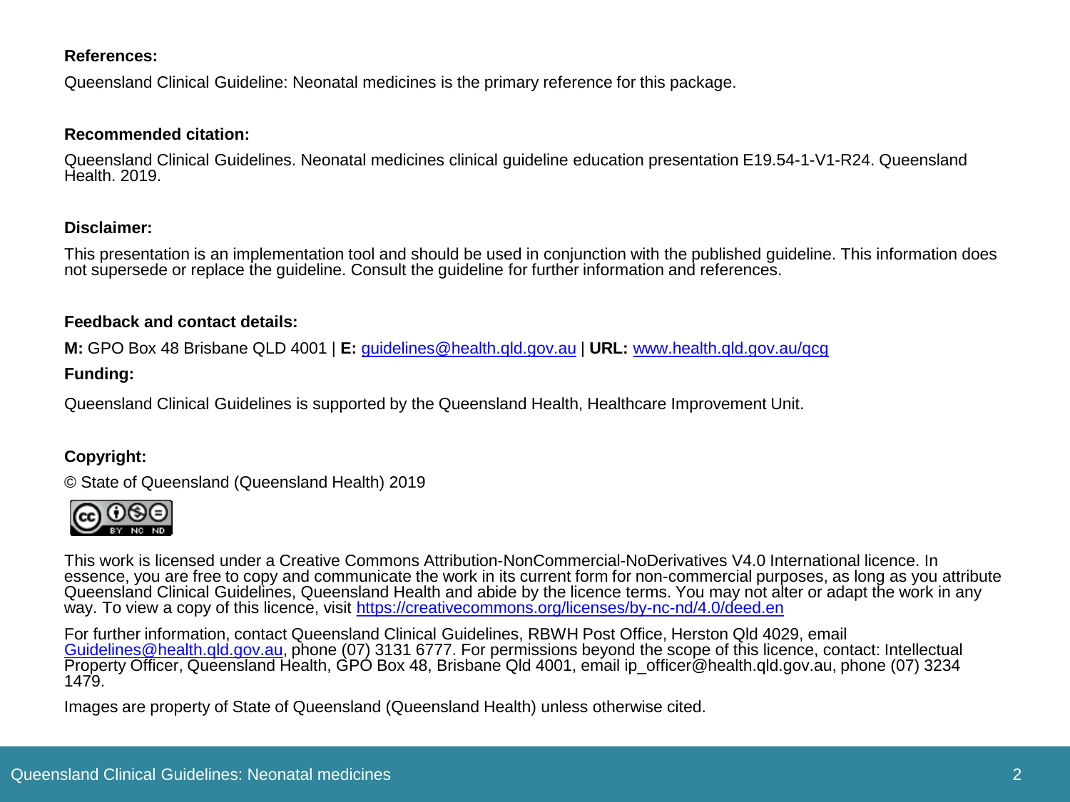**References:**

Queensland Clinical Guideline: Neonatal medicines is the primary reference for this package.

**Recommended citation:**

Queensland Clinical Guidelines. Neonatal medicines clinical guideline education presentation E19.54-1-V1-R24. Queensland Health. 2019.

**Disclaimer:**

This presentation is an implementation tool and should be used in conjunction with the published guideline. This information does not supersede or replace the guideline. Consult the guideline for further information and references.

**Feedback and contact details:**

**M:** GPO Box 48 Brisbane QLD 4001 | **E:** guidelines@health.qld.gov.au | **URL:** www.health.qld.gov.au/qcg

**Funding:**

Queensland Clinical Guidelines is supported by the Queensland Health, Healthcare Improvement Unit.

**Copyright:**

© State of Queensland (Queensland Health) 2019

This work is licensed under a Creative Commons Attribution-NonCommercial-NoDerivatives V4.0 International licence. In essence, you are free to copy and communicate the work in its current form for non-commercial purposes, as long as you attribute Queensland Clinical Guidelines, Queensland Health and abide by the licence terms. You may not alter or adapt the work in any way. To view a copy of this licence, visit https://creativecommons.org/licenses/by-nc-nd/4.0/deed.en

For further information, contact Queensland Clinical Guidelines, RBWH Post Office, Herston Qld 4029, email Guidelines@health.qld.gov.au, phone (07) 3131 6777. For permissions beyond the scope of this licence, contact: Intellectual Property Officer, Queensland Health, GPO Box 48, Brisbane Qld 4001, email ip_officer@health.qld.gov.au, phone (07) 3234 1479.

Images are property of State of Queensland (Queensland Health) unless otherwise cited.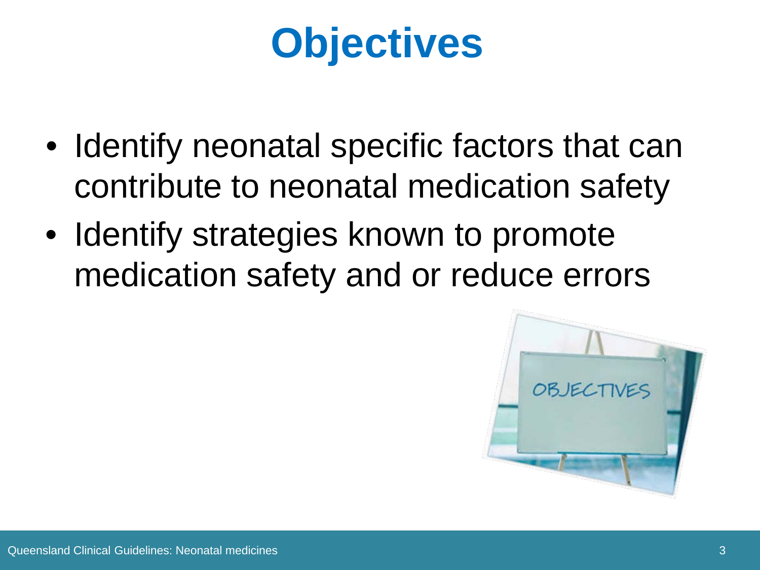# Objectives

- Identify neonatal specific factors that can contribute to neonatal medication safety
- Identify strategies known to promote medication safety and or reduce errors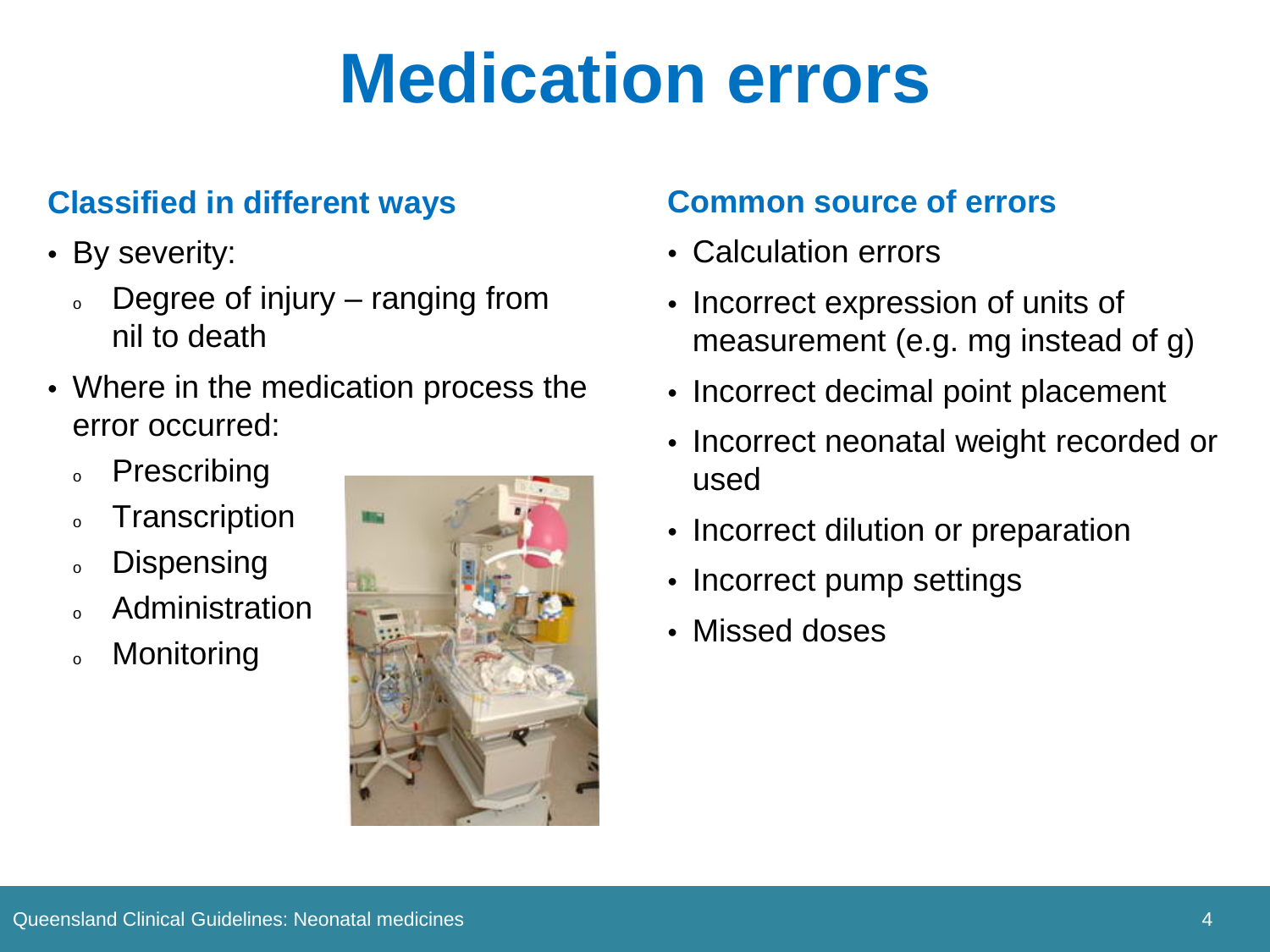# Medication errors

## Classified in different ways

- By severity:
  - Degree of injury – ranging from nil to death
- Where in the medication process the error occurred:
  - Prescribing
  - Transcription
  - Dispensing
  - Administration
  - Monitoring

## Common source of errors

- Calculation errors
- Incorrect expression of units of measurement (e.g. mg instead of g)
- Incorrect decimal point placement
- Incorrect neonatal weight recorded or used
- Incorrect dilution or preparation
- Incorrect pump settings
- Missed doses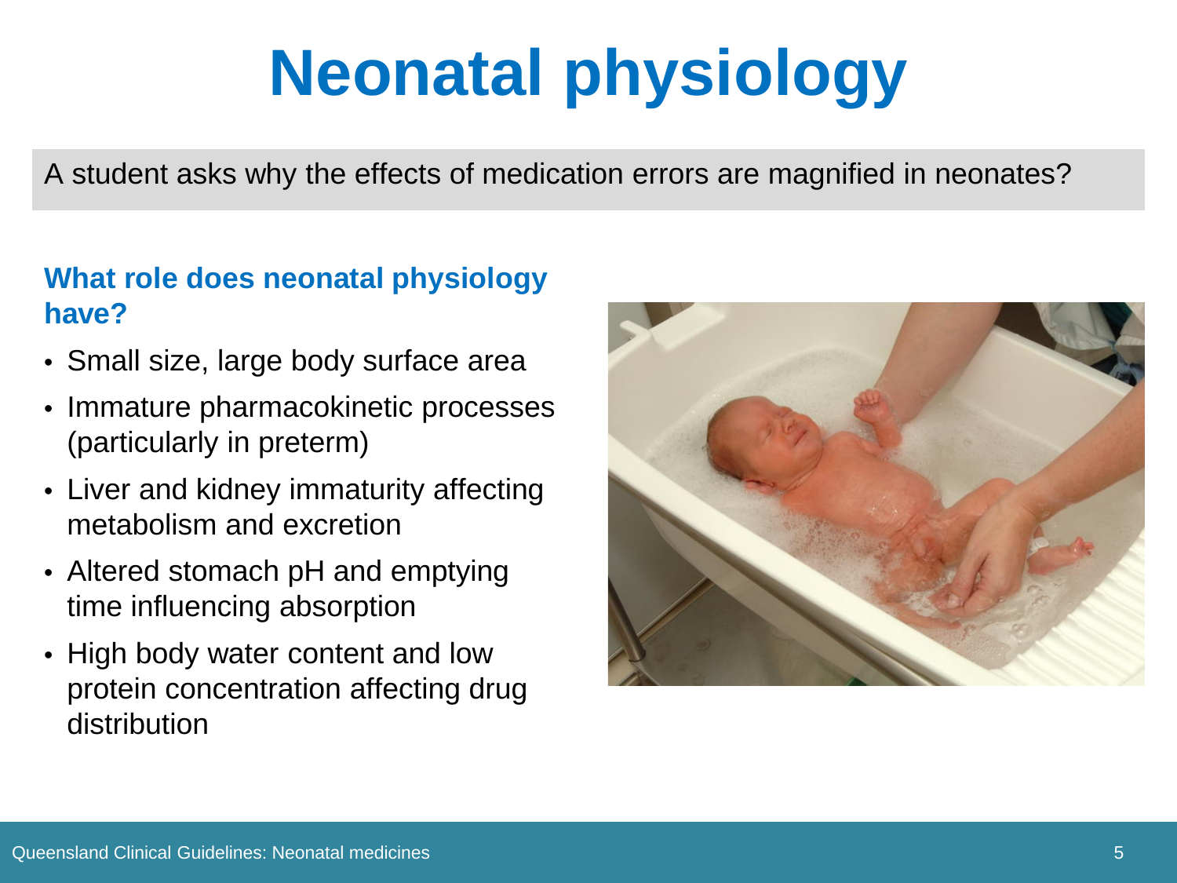# Neonatal physiology

A student asks why the effects of medication errors are magnified in neonates?

### What role does neonatal physiology have?

- Small size, large body surface area
- Immature pharmacokinetic processes (particularly in preterm)
- Liver and kidney immaturity affecting metabolism and excretion
- Altered stomach pH and emptying time influencing absorption
- High body water content and low protein concentration affecting drug distribution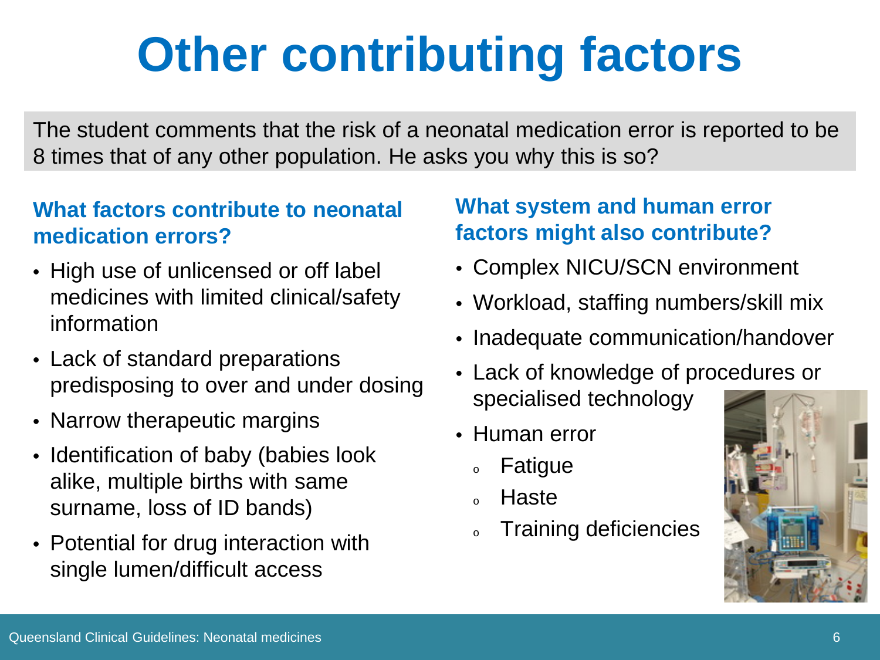# Other contributing factors

The student comments that the risk of a neonatal medication error is reported to be 8 times that of any other population. He asks you why this is so?

### What factors contribute to neonatal medication errors?

- High use of unlicensed or off label medicines with limited clinical/safety information
- Lack of standard preparations predisposing to over and under dosing
- Narrow therapeutic margins
- Identification of baby (babies look alike, multiple births with same surname, loss of ID bands)
- Potential for drug interaction with single lumen/difficult access

### What system and human error factors might also contribute?

- Complex NICU/SCN environment
- Workload, staffing numbers/skill mix
- Inadequate communication/handover
- Lack of knowledge of procedures or specialised technology
- Human error
  - Fatigue
  - Haste
  - Training deficiencies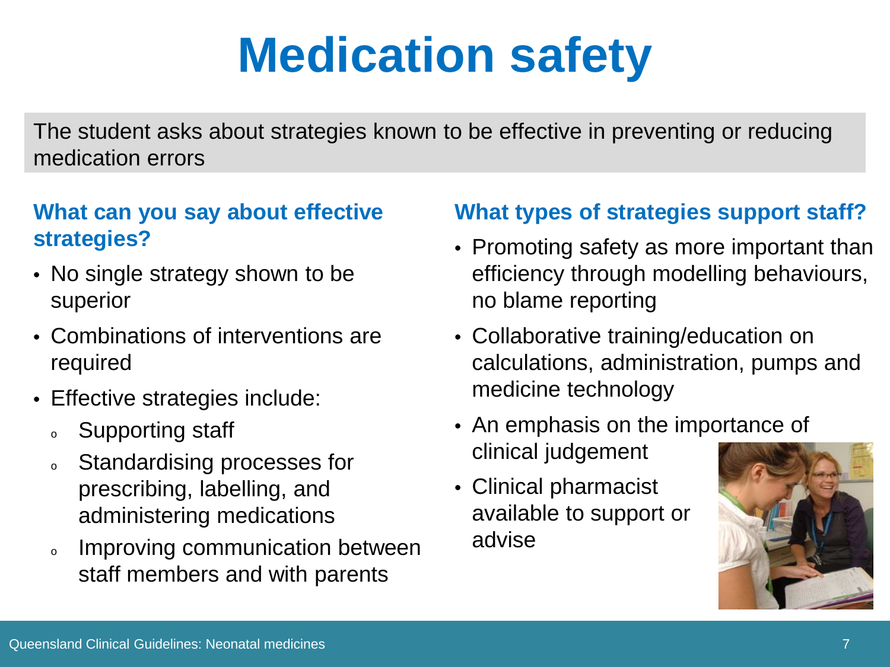# Medication safety

The student asks about strategies known to be effective in preventing or reducing medication errors

### What can you say about effective strategies?

- No single strategy shown to be superior
- Combinations of interventions are required
- Effective strategies include:
  - Supporting staff
  - Standardising processes for prescribing, labelling, and administering medications
  - Improving communication between staff members and with parents

### What types of strategies support staff?

- Promoting safety as more important than efficiency through modelling behaviours, no blame reporting
- Collaborative training/education on calculations, administration, pumps and medicine technology
- An emphasis on the importance of clinical judgement
- Clinical pharmacist available to support or advise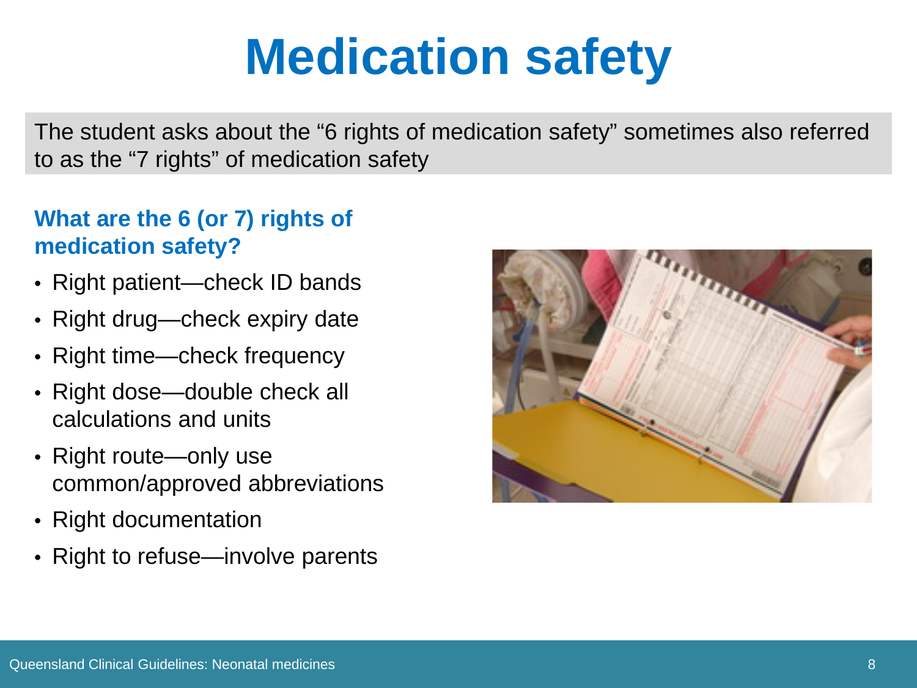# Medication safety

The student asks about the "6 rights of medication safety" sometimes also referred to as the "7 rights" of medication safety

### What are the 6 (or 7) rights of medication safety?

- Right patient—check ID bands
- Right drug—check expiry date
- Right time—check frequency
- Right dose—double check all calculations and units
- Right route—only use common/approved abbreviations
- Right documentation
- Right to refuse—involve parents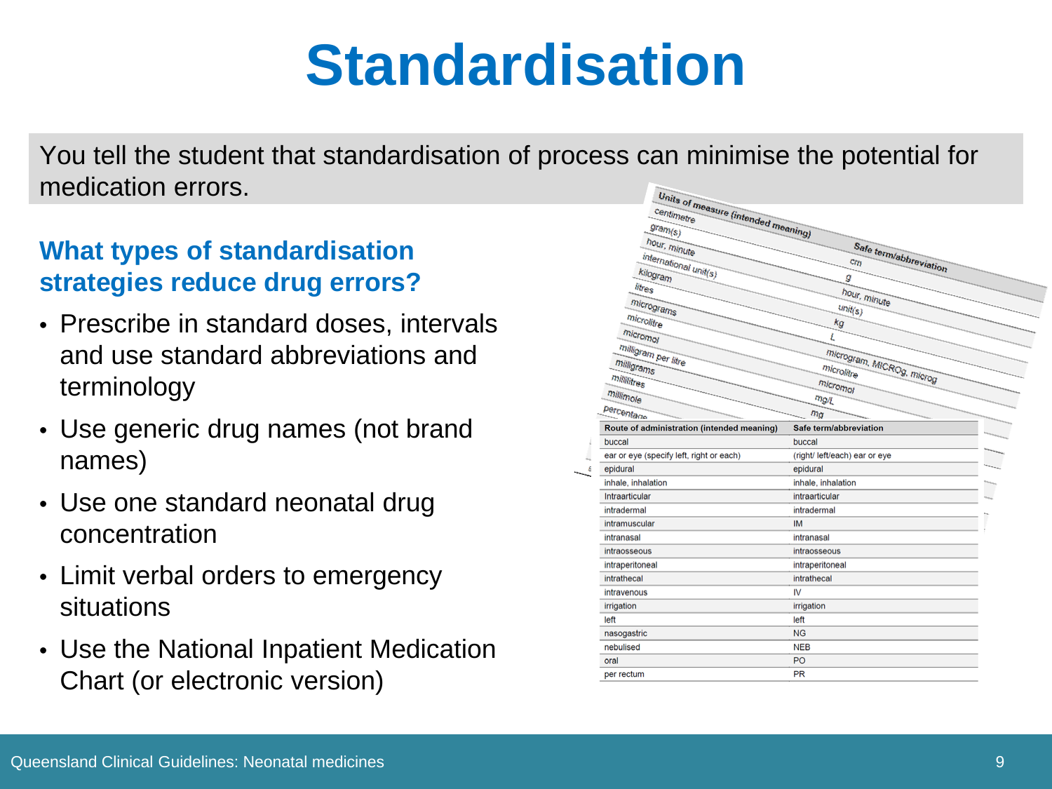# Standardisation

You tell the student that standardisation of process can minimise the potential for medication errors.

## What types of standardisation strategies reduce drug errors?

- Prescribe in standard doses, intervals and use standard abbreviations and terminology
- Use generic drug names (not brand names)
- Use one standard neonatal drug concentration
- Limit verbal orders to emergency situations
- Use the National Inpatient Medication Chart (or electronic version)

| Units of measure (intended meaning) | Safe term/abbreviation |
| --- | --- |
| centimetre | cm |
| gram(s) | g |
| hour, minute | hour, minute |
| international unit(s) | unit(s) |
| kilogram | kg |
| litres | L |
| micrograms | microgram, MICROg, microg |
| microlitre | microlitre |
| micromol | micromol |
| milligram per litre | mg/L |
| milligrams | mg |
| millilitres | |
| millimole | |
| percentage | |

| Route of administration (intended meaning) | Safe term/abbreviation |
| --- | --- |
| buccal | buccal |
| ear or eye (specify left, right or each) | (right/ left/each) ear or eye |
| epidural | epidural |
| inhale, inhalation | inhale, inhalation |
| Intraarticular | intraarticular |
| intradermal | intradermal |
| intramuscular | IM |
| intranasal | intranasal |
| intraosseous | intraosseous |
| intraperitoneal | intraperitoneal |
| intrathecal | intrathecal |
| intravenous | IV |
| irrigation | irrigation |
| left | left |
| nasogastric | NG |
| nebulised | NEB |
| oral | PO |
| per rectum | PR |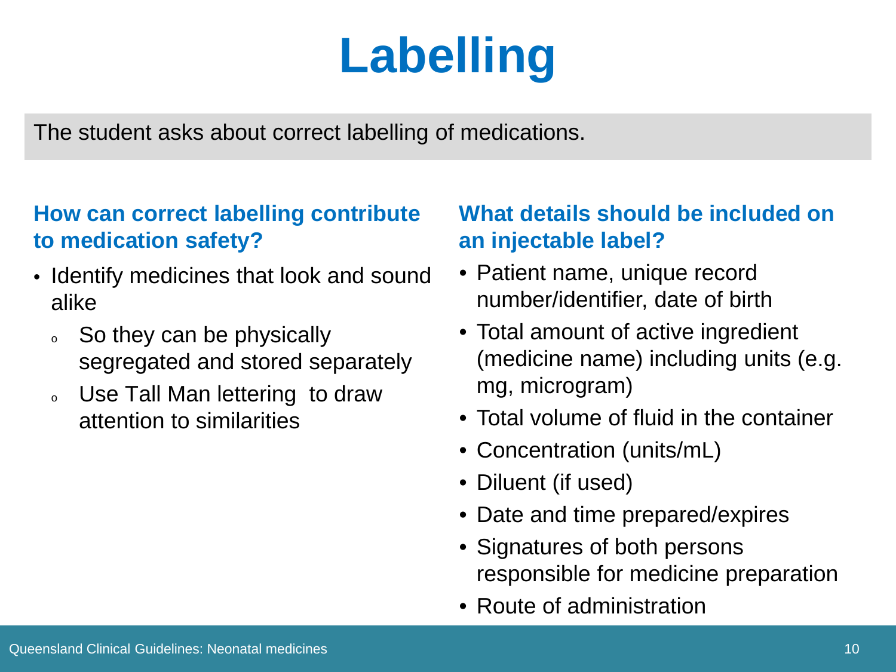# Labelling

The student asks about correct labelling of medications.

## How can correct labelling contribute to medication safety?

- Identify medicines that look and sound alike
  - So they can be physically segregated and stored separately
  - Use Tall Man lettering to draw attention to similarities

## What details should be included on an injectable label?

- Patient name, unique record number/identifier, date of birth
- Total amount of active ingredient (medicine name) including units (e.g. mg, microgram)
- Total volume of fluid in the container
- Concentration (units/mL)
- Diluent (if used)
- Date and time prepared/expires
- Signatures of both persons responsible for medicine preparation
- Route of administration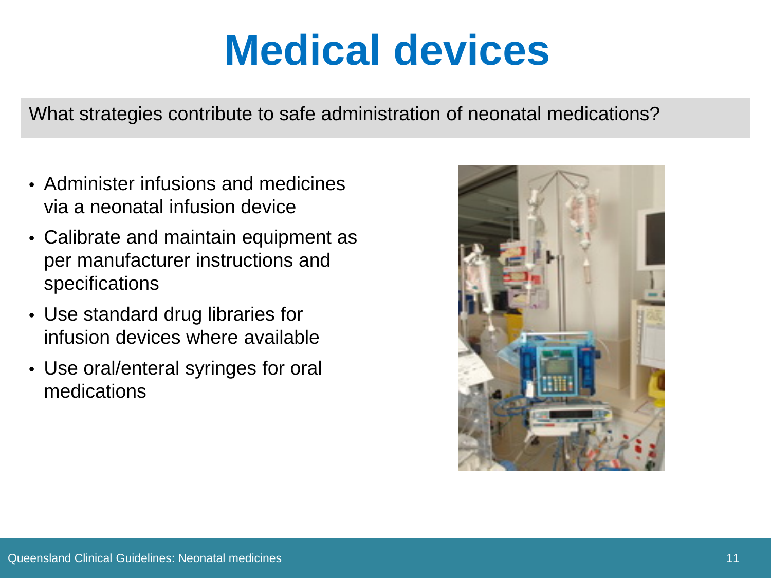# Medical devices

What strategies contribute to safe administration of neonatal medications?

- Administer infusions and medicines via a neonatal infusion device
- Calibrate and maintain equipment as per manufacturer instructions and specifications
- Use standard drug libraries for infusion devices where available
- Use oral/enteral syringes for oral medications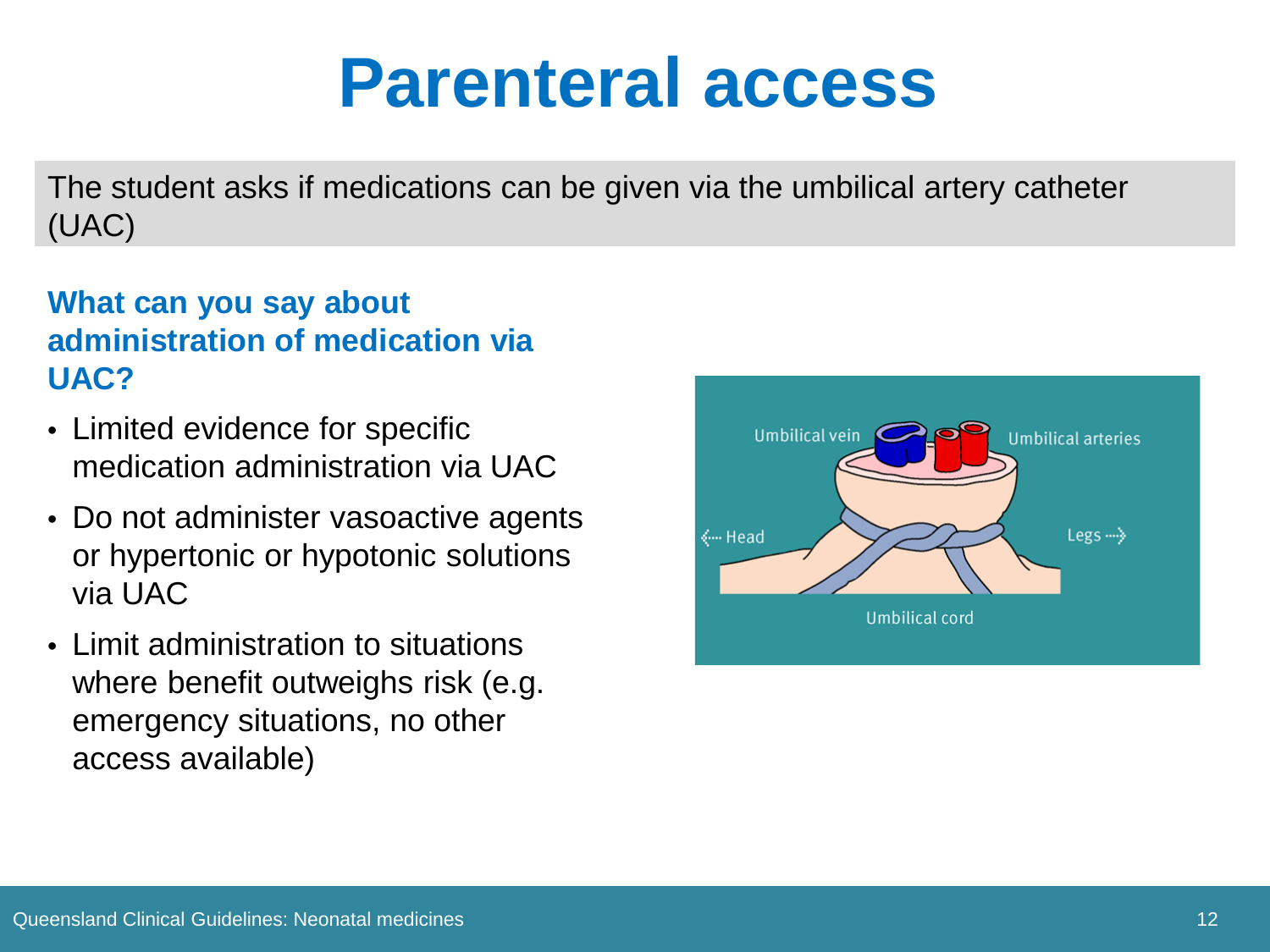# Parenteral access

The student asks if medications can be given via the umbilical artery catheter (UAC)

### What can you say about administration of medication via UAC?

- Limited evidence for specific medication administration via UAC
- Do not administer vasoactive agents or hypertonic or hypotonic solutions via UAC
- Limit administration to situations where benefit outweighs risk (e.g. emergency situations, no other access available)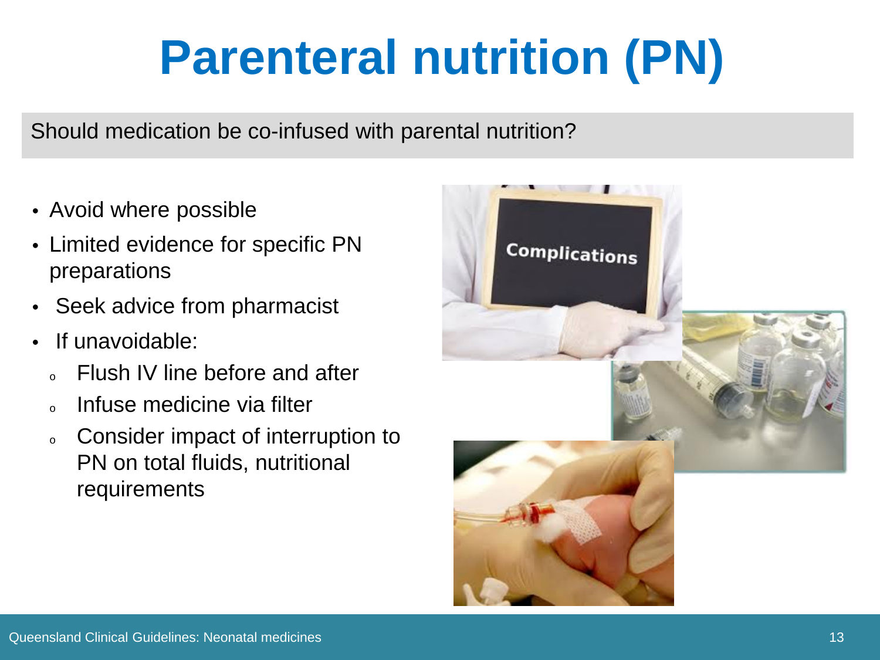# Parenteral nutrition (PN)

Should medication be co-infused with parental nutrition?

- Avoid where possible
- Limited evidence for specific PN preparations
- Seek advice from pharmacist
- If unavoidable:
  - Flush IV line before and after
  - Infuse medicine via filter
  - Consider impact of interruption to PN on total fluids, nutritional requirements